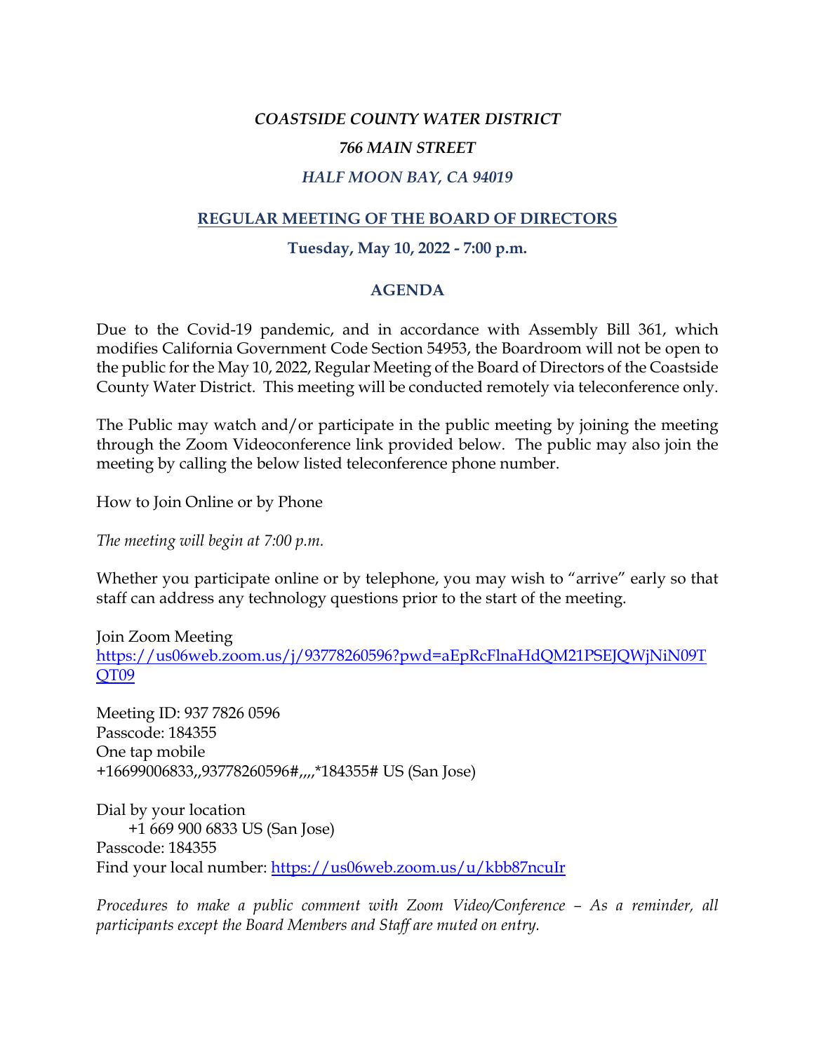***COASTSIDE COUNTY WATER DISTRICT***

***766 MAIN STREET***

***HALF MOON BAY, CA 94019***

## REGULAR MEETING OF THE BOARD OF DIRECTORS

**Tuesday, May 10, 2022 - 7:00 p.m.**

## AGENDA

Due to the Covid-19 pandemic, and in accordance with Assembly Bill 361, which modifies California Government Code Section 54953, the Boardroom will not be open to the public for the May 10, 2022, Regular Meeting of the Board of Directors of the Coastside County Water District. This meeting will be conducted remotely via teleconference only.

The Public may watch and/or participate in the public meeting by joining the meeting through the Zoom Videoconference link provided below. The public may also join the meeting by calling the below listed teleconference phone number.

How to Join Online or by Phone

*The meeting will begin at 7:00 p.m.*

Whether you participate online or by telephone, you may wish to "arrive" early so that staff can address any technology questions prior to the start of the meeting.

Join Zoom Meeting
https://us06web.zoom.us/j/93778260596?pwd=aEpRcFlnaHdQM21PSEJQWjNiN09TQT09

Meeting ID: 937 7826 0596
Passcode: 184355
One tap mobile
+16699006833,,93778260596#,,,,*184355# US (San Jose)

Dial by your location
 +1 669 900 6833 US (San Jose)
Passcode: 184355
Find your local number: https://us06web.zoom.us/u/kbb87ncuIr

*Procedures to make a public comment with Zoom Video/Conference – As a reminder, all participants except the Board Members and Staff are muted on entry.*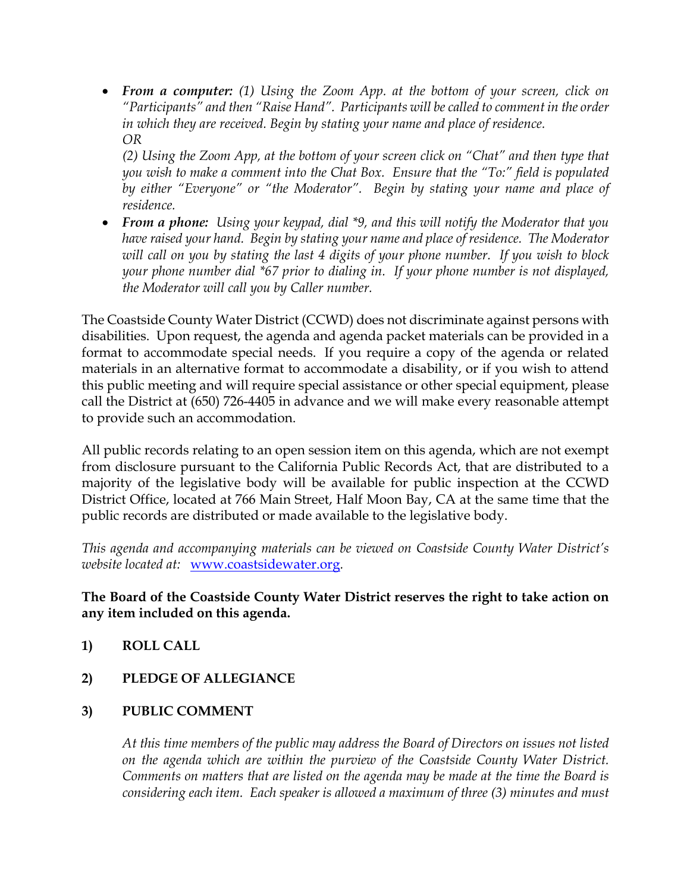- ***From a computer:*** *(1) Using the Zoom App. at the bottom of your screen, click on "Participants" and then "Raise Hand". Participants will be called to comment in the order in which they are received. Begin by stating your name and place of residence.*
  *OR*

  *(2) Using the Zoom App, at the bottom of your screen click on "Chat" and then type that you wish to make a comment into the Chat Box. Ensure that the "To:" field is populated by either "Everyone" or "the Moderator". Begin by stating your name and place of residence.*
- ***From a phone:*** *Using your keypad, dial *9, and this will notify the Moderator that you have raised your hand. Begin by stating your name and place of residence. The Moderator will call on you by stating the last 4 digits of your phone number. If you wish to block your phone number dial *67 prior to dialing in. If your phone number is not displayed, the Moderator will call you by Caller number.*

The Coastside County Water District (CCWD) does not discriminate against persons with disabilities. Upon request, the agenda and agenda packet materials can be provided in a format to accommodate special needs. If you require a copy of the agenda or related materials in an alternative format to accommodate a disability, or if you wish to attend this public meeting and will require special assistance or other special equipment, please call the District at (650) 726-4405 in advance and we will make every reasonable attempt to provide such an accommodation.

All public records relating to an open session item on this agenda, which are not exempt from disclosure pursuant to the California Public Records Act, that are distributed to a majority of the legislative body will be available for public inspection at the CCWD District Office, located at 766 Main Street, Half Moon Bay, CA at the same time that the public records are distributed or made available to the legislative body.

*This agenda and accompanying materials can be viewed on Coastside County Water District's website located at:* [www.coastsidewater.org](http://www.coastsidewater.org).

**The Board of the Coastside County Water District reserves the right to take action on any item included on this agenda.**

**1) ROLL CALL**

**2) PLEDGE OF ALLEGIANCE**

**3) PUBLIC COMMENT**

*At this time members of the public may address the Board of Directors on issues not listed on the agenda which are within the purview of the Coastside County Water District. Comments on matters that are listed on the agenda may be made at the time the Board is considering each item. Each speaker is allowed a maximum of three (3) minutes and must*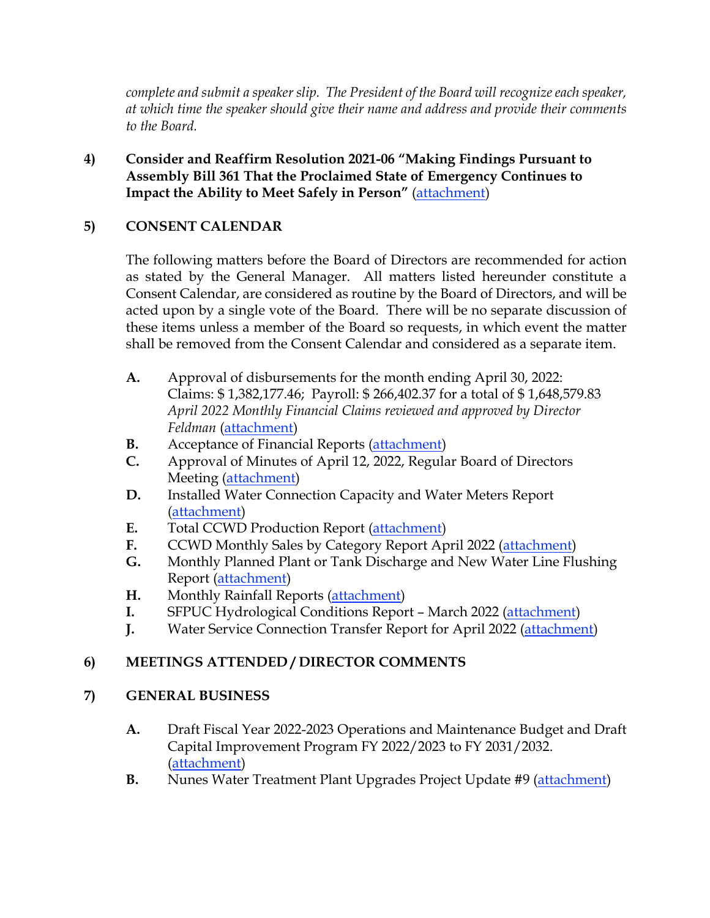*complete and submit a speaker slip. The President of the Board will recognize each speaker, at which time the speaker should give their name and address and provide their comments to the Board.*

**4) Consider and Reaffirm Resolution 2021-06 "Making Findings Pursuant to Assembly Bill 361 That the Proclaimed State of Emergency Continues to Impact the Ability to Meet Safely in Person"** (attachment)

**5) CONSENT CALENDAR**

The following matters before the Board of Directors are recommended for action as stated by the General Manager. All matters listed hereunder constitute a Consent Calendar, are considered as routine by the Board of Directors, and will be acted upon by a single vote of the Board. There will be no separate discussion of these items unless a member of the Board so requests, in which event the matter shall be removed from the Consent Calendar and considered as a separate item.

- **A.** Approval of disbursements for the month ending April 30, 2022: Claims: $ 1,382,177.46; Payroll: $ 266,402.37 for a total of $ 1,648,579.83 *April 2022 Monthly Financial Claims reviewed and approved by Director Feldman* (attachment)
- **B.** Acceptance of Financial Reports (attachment)
- **C.** Approval of Minutes of April 12, 2022, Regular Board of Directors Meeting (attachment)
- **D.** Installed Water Connection Capacity and Water Meters Report (attachment)
- **E.** Total CCWD Production Report (attachment)
- **F.** CCWD Monthly Sales by Category Report April 2022 (attachment)
- **G.** Monthly Planned Plant or Tank Discharge and New Water Line Flushing Report (attachment)
- **H.** Monthly Rainfall Reports (attachment)
- **I.** SFPUC Hydrological Conditions Report – March 2022 (attachment)
- **J.** Water Service Connection Transfer Report for April 2022 (attachment)

**6) MEETINGS ATTENDED / DIRECTOR COMMENTS**

**7) GENERAL BUSINESS**

- **A.** Draft Fiscal Year 2022-2023 Operations and Maintenance Budget and Draft Capital Improvement Program FY 2022/2023 to FY 2031/2032. (attachment)
- **B.** Nunes Water Treatment Plant Upgrades Project Update #9 (attachment)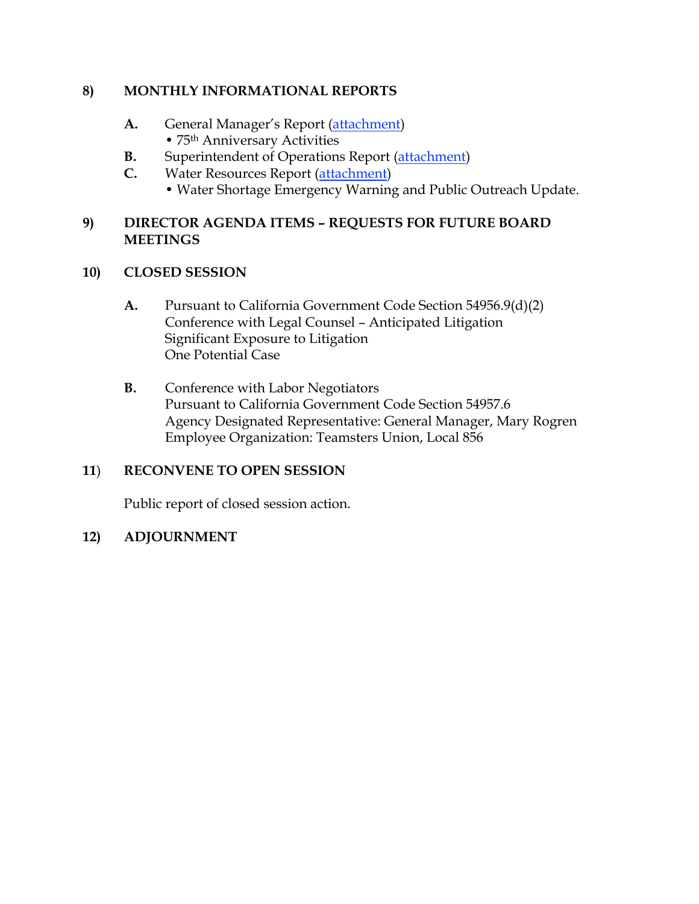**8) MONTHLY INFORMATIONAL REPORTS**

**A.** General Manager's Report (attachment)
  • 75th Anniversary Activities

**B.** Superintendent of Operations Report (attachment)

**C.** Water Resources Report (attachment)
  • Water Shortage Emergency Warning and Public Outreach Update.

**9) DIRECTOR AGENDA ITEMS – REQUESTS FOR FUTURE BOARD MEETINGS**

**10) CLOSED SESSION**

**A.** Pursuant to California Government Code Section 54956.9(d)(2)
Conference with Legal Counsel – Anticipated Litigation
Significant Exposure to Litigation
One Potential Case

**B.** Conference with Labor Negotiators
Pursuant to California Government Code Section 54957.6
Agency Designated Representative: General Manager, Mary Rogren
Employee Organization: Teamsters Union, Local 856

**11) RECONVENE TO OPEN SESSION**

Public report of closed session action.

**12) ADJOURNMENT**